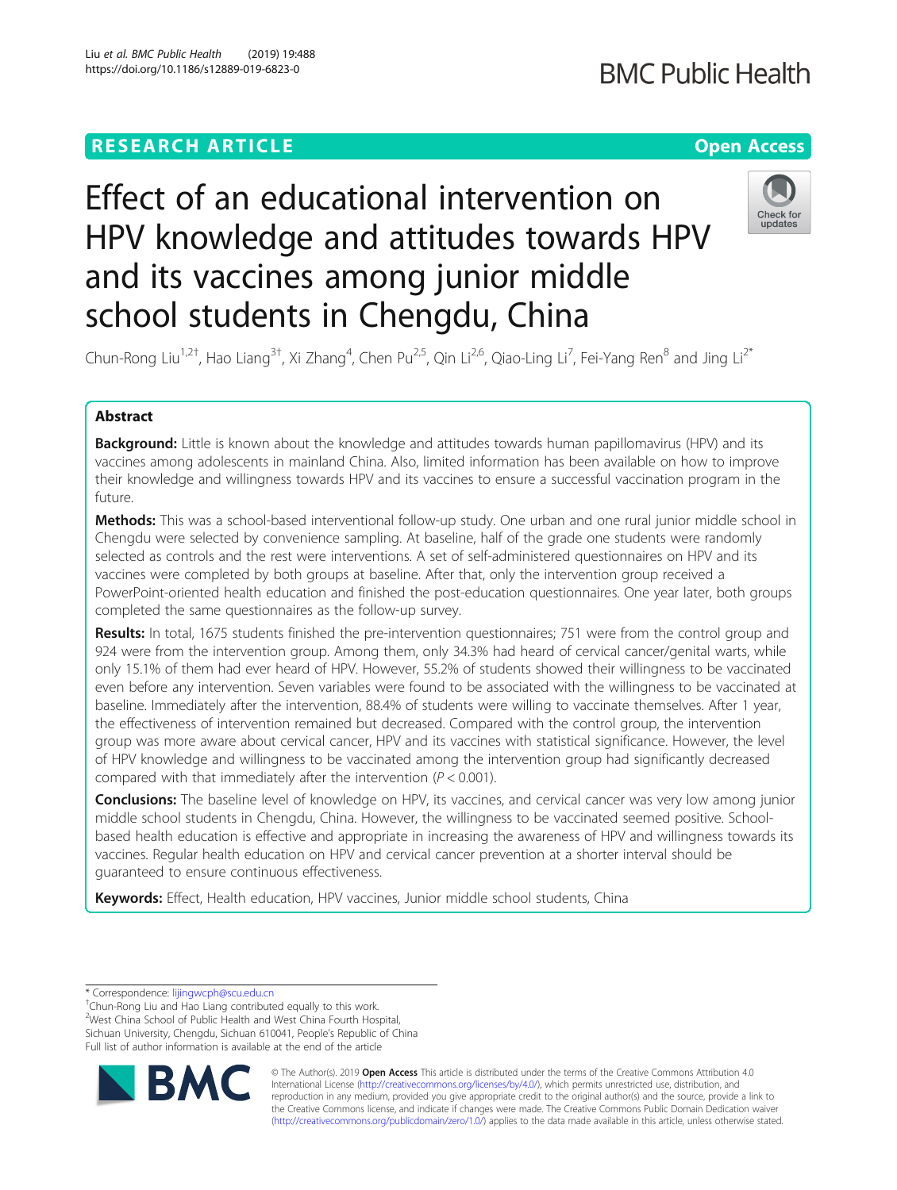RESEARCH ARTICLE

Open Access

# Effect of an educational intervention on HPV knowledge and attitudes towards HPV and its vaccines among junior middle school students in Chengdu, China

Chun-Rong Liu[1,2†], Hao Liang[3†], Xi Zhang[4], Chen Pu[2,5], Qin Li[2,6], Qiao-Ling Li[7], Fei-Yang Ren[8] and Jing Li[2*]

## Abstract

**Background:** Little is known about the knowledge and attitudes towards human papillomavirus (HPV) and its vaccines among adolescents in mainland China. Also, limited information has been available on how to improve their knowledge and willingness towards HPV and its vaccines to ensure a successful vaccination program in the future.

**Methods:** This was a school-based interventional follow-up study. One urban and one rural junior middle school in Chengdu were selected by convenience sampling. At baseline, half of the grade one students were randomly selected as controls and the rest were interventions. A set of self-administered questionnaires on HPV and its vaccines were completed by both groups at baseline. After that, only the intervention group received a PowerPoint-oriented health education and finished the post-education questionnaires. One year later, both groups completed the same questionnaires as the follow-up survey.

**Results:** In total, 1675 students finished the pre-intervention questionnaires; 751 were from the control group and 924 were from the intervention group. Among them, only 34.3% had heard of cervical cancer/genital warts, while only 15.1% of them had ever heard of HPV. However, 55.2% of students showed their willingness to be vaccinated even before any intervention. Seven variables were found to be associated with the willingness to be vaccinated at baseline. Immediately after the intervention, 88.4% of students were willing to vaccinate themselves. After 1 year, the effectiveness of intervention remained but decreased. Compared with the control group, the intervention group was more aware about cervical cancer, HPV and its vaccines with statistical significance. However, the level of HPV knowledge and willingness to be vaccinated among the intervention group had significantly decreased compared with that immediately after the intervention ($P < 0.001$).

**Conclusions:** The baseline level of knowledge on HPV, its vaccines, and cervical cancer was very low among junior middle school students in Chengdu, China. However, the willingness to be vaccinated seemed positive. School-based health education is effective and appropriate in increasing the awareness of HPV and willingness towards its vaccines. Regular health education on HPV and cervical cancer prevention at a shorter interval should be guaranteed to ensure continuous effectiveness.

**Keywords:** Effect, Health education, HPV vaccines, Junior middle school students, China

---

* Correspondence: lijingwcph@scu.edu.cn

†Chun-Rong Liu and Hao Liang contributed equally to this work.

[2]West China School of Public Health and West China Fourth Hospital, Sichuan University, Chengdu, Sichuan 610041, People's Republic of China

Full list of author information is available at the end of the article

© The Author(s). 2019 **Open Access** This article is distributed under the terms of the Creative Commons Attribution 4.0 International License (http://creativecommons.org/licenses/by/4.0/), which permits unrestricted use, distribution, and reproduction in any medium, provided you give appropriate credit to the original author(s) and the source, provide a link to the Creative Commons license, and indicate if changes were made. The Creative Commons Public Domain Dedication waiver (http://creativecommons.org/publicdomain/zero/1.0/) applies to the data made available in this article, unless otherwise stated.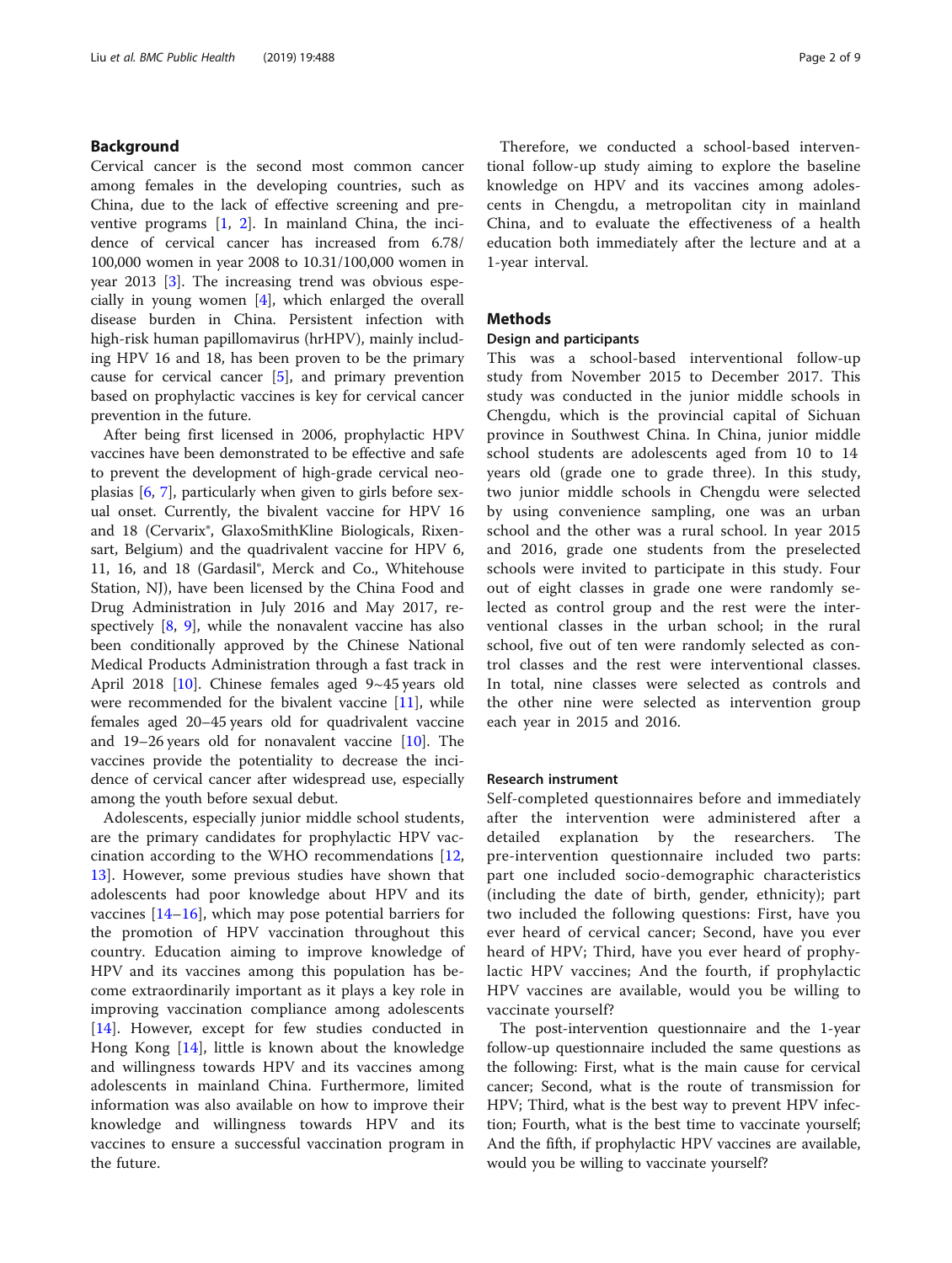## Background

Cervical cancer is the second most common cancer among females in the developing countries, such as China, due to the lack of effective screening and preventive programs [1, 2]. In mainland China, the incidence of cervical cancer has increased from 6.78/100,000 women in year 2008 to 10.31/100,000 women in year 2013 [3]. The increasing trend was obvious especially in young women [4], which enlarged the overall disease burden in China. Persistent infection with high-risk human papillomavirus (hrHPV), mainly including HPV 16 and 18, has been proven to be the primary cause for cervical cancer [5], and primary prevention based on prophylactic vaccines is key for cervical cancer prevention in the future.

After being first licensed in 2006, prophylactic HPV vaccines have been demonstrated to be effective and safe to prevent the development of high-grade cervical neoplasias [6, 7], particularly when given to girls before sexual onset. Currently, the bivalent vaccine for HPV 16 and 18 (Cervarix®, GlaxoSmithKline Biologicals, Rixensart, Belgium) and the quadrivalent vaccine for HPV 6, 11, 16, and 18 (Gardasil®, Merck and Co., Whitehouse Station, NJ), have been licensed by the China Food and Drug Administration in July 2016 and May 2017, respectively [8, 9], while the nonavalent vaccine has also been conditionally approved by the Chinese National Medical Products Administration through a fast track in April 2018 [10]. Chinese females aged 9~45 years old were recommended for the bivalent vaccine [11], while females aged 20–45 years old for quadrivalent vaccine and 19–26 years old for nonavalent vaccine [10]. The vaccines provide the potentiality to decrease the incidence of cervical cancer after widespread use, especially among the youth before sexual debut.

Adolescents, especially junior middle school students, are the primary candidates for prophylactic HPV vaccination according to the WHO recommendations [12, 13]. However, some previous studies have shown that adolescents had poor knowledge about HPV and its vaccines [14–16], which may pose potential barriers for the promotion of HPV vaccination throughout this country. Education aiming to improve knowledge of HPV and its vaccines among this population has become extraordinarily important as it plays a key role in improving vaccination compliance among adolescents [14]. However, except for few studies conducted in Hong Kong [14], little is known about the knowledge and willingness towards HPV and its vaccines among adolescents in mainland China. Furthermore, limited information was also available on how to improve their knowledge and willingness towards HPV and its vaccines to ensure a successful vaccination program in the future.

Therefore, we conducted a school-based interventional follow-up study aiming to explore the baseline knowledge on HPV and its vaccines among adolescents in Chengdu, a metropolitan city in mainland China, and to evaluate the effectiveness of a health education both immediately after the lecture and at a 1-year interval.

## Methods

### Design and participants

This was a school-based interventional follow-up study from November 2015 to December 2017. This study was conducted in the junior middle schools in Chengdu, which is the provincial capital of Sichuan province in Southwest China. In China, junior middle school students are adolescents aged from 10 to 14 years old (grade one to grade three). In this study, two junior middle schools in Chengdu were selected by using convenience sampling, one was an urban school and the other was a rural school. In year 2015 and 2016, grade one students from the preselected schools were invited to participate in this study. Four out of eight classes in grade one were randomly selected as control group and the rest were the interventional classes in the urban school; in the rural school, five out of ten were randomly selected as control classes and the rest were interventional classes. In total, nine classes were selected as controls and the other nine were selected as intervention group each year in 2015 and 2016.

### Research instrument

Self-completed questionnaires before and immediately after the intervention were administered after a detailed explanation by the researchers. The pre-intervention questionnaire included two parts: part one included socio-demographic characteristics (including the date of birth, gender, ethnicity); part two included the following questions: First, have you ever heard of cervical cancer; Second, have you ever heard of HPV; Third, have you ever heard of prophylactic HPV vaccines; And the fourth, if prophylactic HPV vaccines are available, would you be willing to vaccinate yourself?

The post-intervention questionnaire and the 1-year follow-up questionnaire included the same questions as the following: First, what is the main cause for cervical cancer; Second, what is the route of transmission for HPV; Third, what is the best way to prevent HPV infection; Fourth, what is the best time to vaccinate yourself; And the fifth, if prophylactic HPV vaccines are available, would you be willing to vaccinate yourself?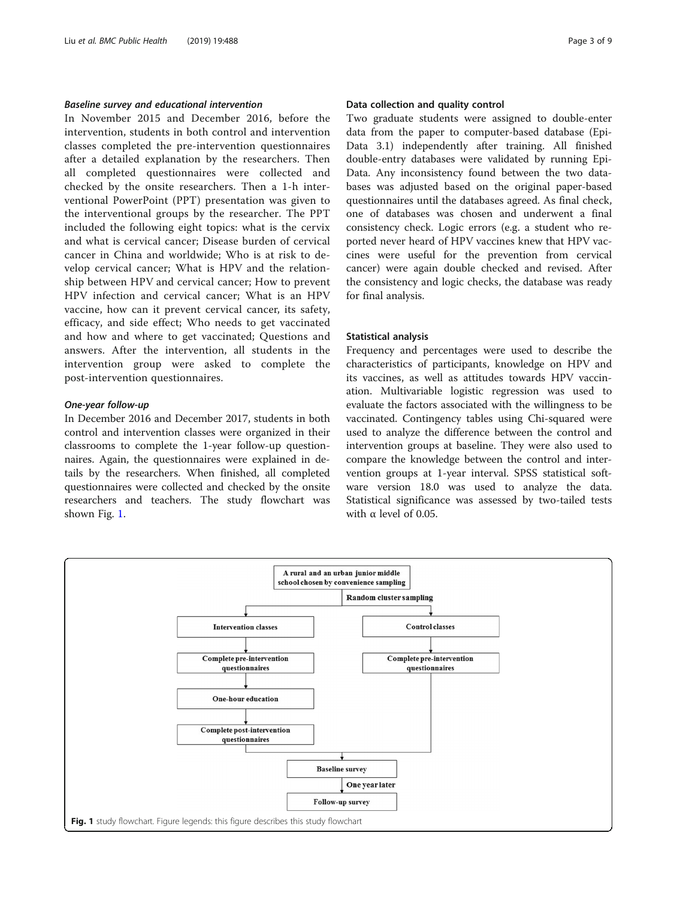### *Baseline survey and educational intervention*

In November 2015 and December 2016, before the intervention, students in both control and intervention classes completed the pre-intervention questionnaires after a detailed explanation by the researchers. Then all completed questionnaires were collected and checked by the onsite researchers. Then a 1-h interventional PowerPoint (PPT) presentation was given to the interventional groups by the researcher. The PPT included the following eight topics: what is the cervix and what is cervical cancer; Disease burden of cervical cancer in China and worldwide; Who is at risk to develop cervical cancer; What is HPV and the relationship between HPV and cervical cancer; How to prevent HPV infection and cervical cancer; What is an HPV vaccine, how can it prevent cervical cancer, its safety, efficacy, and side effect; Who needs to get vaccinated and how and where to get vaccinated; Questions and answers. After the intervention, all students in the intervention group were asked to complete the post-intervention questionnaires.

### *One-year follow-up*

In December 2016 and December 2017, students in both control and intervention classes were organized in their classrooms to complete the 1-year follow-up questionnaires. Again, the questionnaires were explained in details by the researchers. When finished, all completed questionnaires were collected and checked by the onsite researchers and teachers. The study flowchart was shown Fig. 1.

### Data collection and quality control

Two graduate students were assigned to double-enter data from the paper to computer-based database (Epi-Data 3.1) independently after training. All finished double-entry databases were validated by running Epi-Data. Any inconsistency found between the two databases was adjusted based on the original paper-based questionnaires until the databases agreed. As final check, one of databases was chosen and underwent a final consistency check. Logic errors (e.g. a student who reported never heard of HPV vaccines knew that HPV vaccines were useful for the prevention from cervical cancer) were again double checked and revised. After the consistency and logic checks, the database was ready for final analysis.

### Statistical analysis

Frequency and percentages were used to describe the characteristics of participants, knowledge on HPV and its vaccines, as well as attitudes towards HPV vaccination. Multivariable logistic regression was used to evaluate the factors associated with the willingness to be vaccinated. Contingency tables using Chi-squared were used to analyze the difference between the control and intervention groups at baseline. They were also used to compare the knowledge between the control and intervention groups at 1-year interval. SPSS statistical software version 18.0 was used to analyze the data. Statistical significance was assessed by two-tailed tests with α level of 0.05.

A rural and an urban junior middle school chosen by convenience sampling

Random cluster sampling

Intervention classes | Control classes

Complete pre-intervention questionnaires | Complete pre-intervention questionnaires

One-hour education

Complete post-intervention questionnaires

Baseline survey

One year later

Follow-up survey

**Fig. 1** study flowchart. Figure legends: this figure describes this study flowchart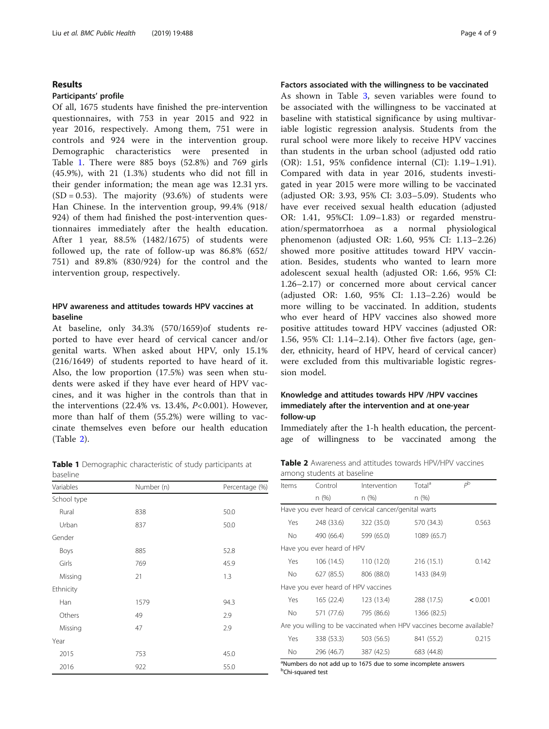## Results

### Participants' profile

Of all, 1675 students have finished the pre-intervention questionnaires, with 753 in year 2015 and 922 in year 2016, respectively. Among them, 751 were in controls and 924 were in the intervention group. Demographic characteristics were presented in Table 1. There were 885 boys (52.8%) and 769 girls (45.9%), with 21 (1.3%) students who did not fill in their gender information; the mean age was 12.31 yrs. (SD = 0.53). The majority (93.6%) of students were Han Chinese. In the intervention group, 99.4% (918/924) of them had finished the post-intervention questionnaires immediately after the health education. After 1 year, 88.5% (1482/1675) of students were followed up, the rate of follow-up was 86.8% (652/751) and 89.8% (830/924) for the control and the intervention group, respectively.

### HPV awareness and attitudes towards HPV vaccines at baseline

At baseline, only 34.3% (570/1659)of students reported to have ever heard of cervical cancer and/or genital warts. When asked about HPV, only 15.1% (216/1649) of students reported to have heard of it. Also, the low proportion (17.5%) was seen when students were asked if they have ever heard of HPV vaccines, and it was higher in the controls than that in the interventions (22.4% vs. 13.4%, $P<0.001$). However, more than half of them (55.2%) were willing to vaccinate themselves even before our health education (Table 2).

**Table 1** Demographic characteristic of study participants at baseline

| Variables | Number (n) | Percentage (%) |
|---|---|---|
| School type | | |
| Rural | 838 | 50.0 |
| Urban | 837 | 50.0 |
| Gender | | |
| Boys | 885 | 52.8 |
| Girls | 769 | 45.9 |
| Missing | 21 | 1.3 |
| Ethnicity | | |
| Han | 1579 | 94.3 |
| Others | 49 | 2.9 |
| Missing | 47 | 2.9 |
| Year | | |
| 2015 | 753 | 45.0 |
| 2016 | 922 | 55.0 |

### Factors associated with the willingness to be vaccinated

As shown in Table 3, seven variables were found to be associated with the willingness to be vaccinated at baseline with statistical significance by using multivariable logistic regression analysis. Students from the rural school were more likely to receive HPV vaccines than students in the urban school (adjusted odd ratio (OR): 1.51, 95% confidence internal (CI): 1.19–1.91). Compared with data in year 2016, students investigated in year 2015 were more willing to be vaccinated (adjusted OR: 3.93, 95% CI: 3.03–5.09). Students who have ever received sexual health education (adjusted OR: 1.41, 95%CI: 1.09–1.83) or regarded menstruation/spermatorrhoea as a normal physiological phenomenon (adjusted OR: 1.60, 95% CI: 1.13–2.26) showed more positive attitudes toward HPV vaccination. Besides, students who wanted to learn more adolescent sexual health (adjusted OR: 1.66, 95% CI: 1.26–2.17) or concerned more about cervical cancer (adjusted OR: 1.60, 95% CI: 1.13–2.26) would be more willing to be vaccinated. In addition, students who ever heard of HPV vaccines also showed more positive attitudes toward HPV vaccines (adjusted OR: 1.56, 95% CI: 1.14–2.14). Other five factors (age, gender, ethnicity, heard of HPV, heard of cervical cancer) were excluded from this multivariable logistic regression model.

### Knowledge and attitudes towards HPV /HPV vaccines immediately after the intervention and at one-year follow-up

Immediately after the 1-h health education, the percentage of willingness to be vaccinated among the

**Table 2** Awareness and attitudes towards HPV/HPV vaccines among students at baseline

| Items | Control | Intervention | Total[a] | P[b] |
|---|---|---|---|---|
| | n (%) | n (%) | n (%) | |
| Have you ever heard of cervical cancer/genital warts | | | | |
| Yes | 248 (33.6) | 322 (35.0) | 570 (34.3) | 0.563 |
| No | 490 (66.4) | 599 (65.0) | 1089 (65.7) | |
| Have you ever heard of HPV | | | | |
| Yes | 106 (14.5) | 110 (12.0) | 216 (15.1) | 0.142 |
| No | 627 (85.5) | 806 (88.0) | 1433 (84.9) | |
| Have you ever heard of HPV vaccines | | | | |
| Yes | 165 (22.4) | 123 (13.4) | 288 (17.5) | **< 0.001** |
| No | 571 (77.6) | 795 (86.6) | 1366 (82.5) | |
| Are you willing to be vaccinated when HPV vaccines become available? | | | | |
| Yes | 338 (53.3) | 503 (56.5) | 841 (55.2) | 0.215 |
| No | 296 (46.7) | 387 (42.5) | 683 (44.8) | |

[a]Numbers do not add up to 1675 due to some incomplete answers
[b]Chi-squared test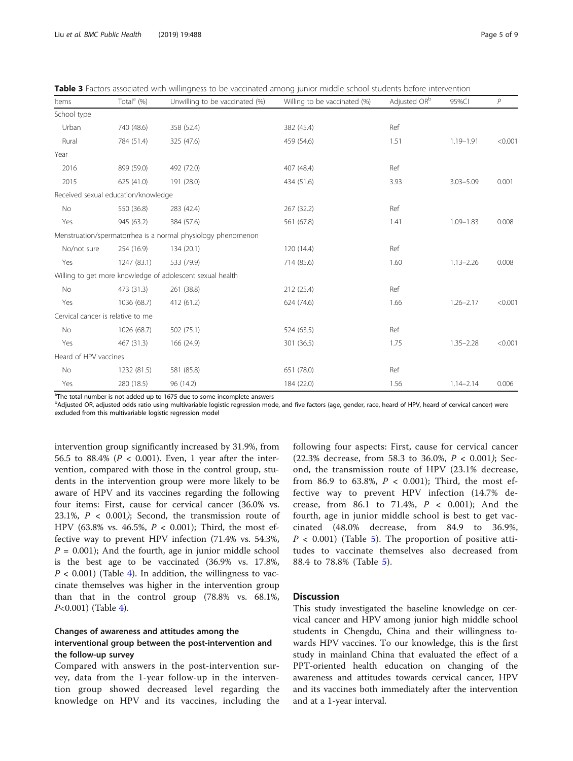**Table 3** Factors associated with willingness to be vaccinated among junior middle school students before intervention

| Items | Total[a] (%) | Unwilling to be vaccinated (%) | Willing to be vaccinated (%) | Adjusted OR[b] | 95%CI | *P* |
|---|---|---|---|---|---|---|
| School type | | | | | | |
| Urban | 740 (48.6) | 358 (52.4) | 382 (45.4) | Ref | | |
| Rural | 784 (51.4) | 325 (47.6) | 459 (54.6) | 1.51 | 1.19–1.91 | <0.001 |
| Year | | | | | | |
| 2016 | 899 (59.0) | 492 (72.0) | 407 (48.4) | Ref | | |
| 2015 | 625 (41.0) | 191 (28.0) | 434 (51.6) | 3.93 | 3.03–5.09 | 0.001 |
| Received sexual education/knowledge | | | | | | |
| No | 550 (36.8) | 283 (42.4) | 267 (32.2) | Ref | | |
| Yes | 945 (63.2) | 384 (57.6) | 561 (67.8) | 1.41 | 1.09–1.83 | 0.008 |
| Menstruation/spermatorrhea is a normal physiology phenomenon | | | | | | |
| No/not sure | 254 (16.9) | 134 (20.1) | 120 (14.4) | Ref | | |
| Yes | 1247 (83.1) | 533 (79.9) | 714 (85.6) | 1.60 | 1.13–2.26 | 0.008 |
| Willing to get more knowledge of adolescent sexual health | | | | | | |
| No | 473 (31.3) | 261 (38.8) | 212 (25.4) | Ref | | |
| Yes | 1036 (68.7) | 412 (61.2) | 624 (74.6) | 1.66 | 1.26–2.17 | <0.001 |
| Cervical cancer is relative to me | | | | | | |
| No | 1026 (68.7) | 502 (75.1) | 524 (63.5) | Ref | | |
| Yes | 467 (31.3) | 166 (24.9) | 301 (36.5) | 1.75 | 1.35–2.28 | <0.001 |
| Heard of HPV vaccines | | | | | | |
| No | 1232 (81.5) | 581 (85.8) | 651 (78.0) | Ref | | |
| Yes | 280 (18.5) | 96 (14.2) | 184 (22.0) | 1.56 | 1.14–2.14 | 0.006 |

[a]The total number is not added up to 1675 due to some incomplete answers
[b]Adjusted OR, adjusted odds ratio using multivariable logistic regression mode, and five factors (age, gender, race, heard of HPV, heard of cervical cancer) were excluded from this multivariable logistic regression model

intervention group significantly increased by 31.9%, from 56.5 to 88.4% ($P$ < 0.001). Even, 1 year after the intervention, compared with those in the control group, students in the intervention group were more likely to be aware of HPV and its vaccines regarding the following four items: First, cause for cervical cancer (36.0% vs. 23.1%, $P$ < 0.001); Second, the transmission route of HPV (63.8% vs. 46.5%, $P$ < 0.001); Third, the most effective way to prevent HPV infection (71.4% vs. 54.3%, $P$ = 0.001); And the fourth, age in junior middle school is the best age to be vaccinated (36.9% vs. 17.8%, $P$ < 0.001) (Table 4). In addition, the willingness to vaccinate themselves was higher in the intervention group than that in the control group (78.8% vs. 68.1%, $P$<0.001) (Table 4).

### Changes of awareness and attitudes among the interventional group between the post-intervention and the follow-up survey

Compared with answers in the post-intervention survey, data from the 1-year follow-up in the intervention group showed decreased level regarding the knowledge on HPV and its vaccines, including the following four aspects: First, cause for cervical cancer (22.3% decrease, from 58.3 to 36.0%, $P$ < 0.001); Second, the transmission route of HPV (23.1% decrease, from 86.9 to 63.8%, $P$ < 0.001); Third, the most effective way to prevent HPV infection (14.7% decrease, from 86.1 to 71.4%, $P$ < 0.001); And the fourth, age in junior middle school is best to get vaccinated (48.0% decrease, from 84.9 to 36.9%, $P$ < 0.001) (Table 5). The proportion of positive attitudes to vaccinate themselves also decreased from 88.4 to 78.8% (Table 5).

## Discussion

This study investigated the baseline knowledge on cervical cancer and HPV among junior high middle school students in Chengdu, China and their willingness towards HPV vaccines. To our knowledge, this is the first study in mainland China that evaluated the effect of a PPT-oriented health education on changing of the awareness and attitudes towards cervical cancer, HPV and its vaccines both immediately after the intervention and at a 1-year interval.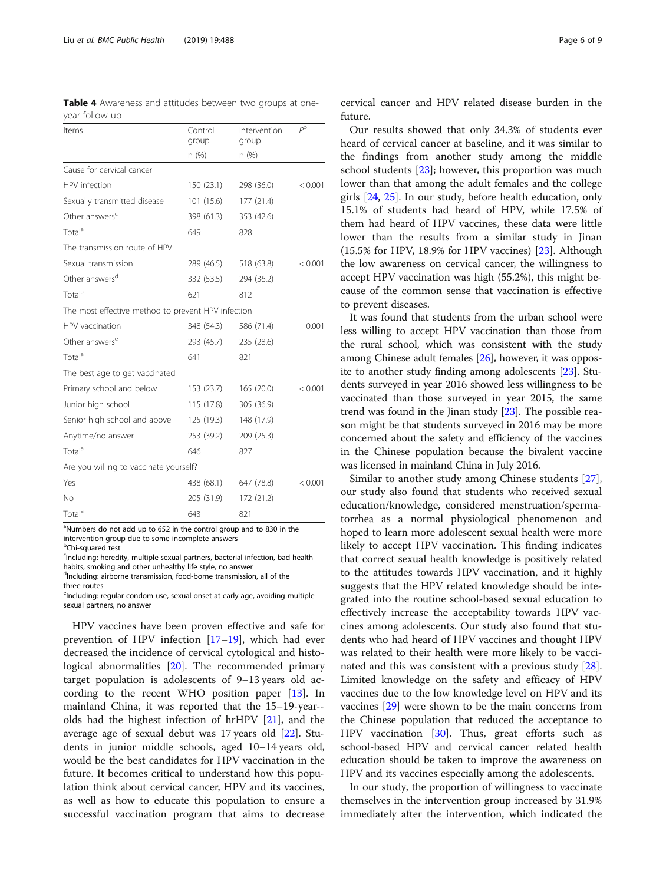**Table 4** Awareness and attitudes between two groups at one-year follow up

| Items | Control group | Intervention group | $P$[b] |
|---|---|---|---|
| | n (%) | n (%) | |
| Cause for cervical cancer | | | |
| HPV infection | 150 (23.1) | 298 (36.0) | < 0.001 |
| Sexually transmitted disease | 101 (15.6) | 177 (21.4) | |
| Other answers[c] | 398 (61.3) | 353 (42.6) | |
| Total[a] | 649 | 828 | |
| The transmission route of HPV | | | |
| Sexual transmission | 289 (46.5) | 518 (63.8) | < 0.001 |
| Other answers[d] | 332 (53.5) | 294 (36.2) | |
| Total[a] | 621 | 812 | |
| The most effective method to prevent HPV infection | | | |
| HPV vaccination | 348 (54.3) | 586 (71.4) | 0.001 |
| Other answers[e] | 293 (45.7) | 235 (28.6) | |
| Total[a] | 641 | 821 | |
| The best age to get vaccinated | | | |
| Primary school and below | 153 (23.7) | 165 (20.0) | < 0.001 |
| Junior high school | 115 (17.8) | 305 (36.9) | |
| Senior high school and above | 125 (19.3) | 148 (17.9) | |
| Anytime/no answer | 253 (39.2) | 209 (25.3) | |
| Total[a] | 646 | 827 | |
| Are you willing to vaccinate yourself? | | | |
| Yes | 438 (68.1) | 647 (78.8) | < 0.001 |
| No | 205 (31.9) | 172 (21.2) | |
| Total[a] | 643 | 821 | |

[a]Numbers do not add up to 652 in the control group and to 830 in the intervention group due to some incomplete answers
[b]Chi-squared test
[c]Including: heredity, multiple sexual partners, bacterial infection, bad health habits, smoking and other unhealthy life style, no answer
[d]Including: airborne transmission, food-borne transmission, all of the three routes
[e]Including: regular condom use, sexual onset at early age, avoiding multiple sexual partners, no answer

HPV vaccines have been proven effective and safe for prevention of HPV infection [17–19], which had ever decreased the incidence of cervical cytological and histological abnormalities [20]. The recommended primary target population is adolescents of 9–13 years old according to the recent WHO position paper [13]. In mainland China, it was reported that the 15–19-year-olds had the highest infection of hrHPV [21], and the average age of sexual debut was 17 years old [22]. Students in junior middle schools, aged 10–14 years old, would be the best candidates for HPV vaccination in the future. It becomes critical to understand how this population think about cervical cancer, HPV and its vaccines, as well as how to educate this population to ensure a successful vaccination program that aims to decrease cervical cancer and HPV related disease burden in the future.

Our results showed that only 34.3% of students ever heard of cervical cancer at baseline, and it was similar to the findings from another study among the middle school students [23]; however, this proportion was much lower than that among the adult females and the college girls [24, 25]. In our study, before health education, only 15.1% of students had heard of HPV, while 17.5% of them had heard of HPV vaccines, these data were little lower than the results from a similar study in Jinan (15.5% for HPV, 18.9% for HPV vaccines) [23]. Although the low awareness on cervical cancer, the willingness to accept HPV vaccination was high (55.2%), this might because of the common sense that vaccination is effective to prevent diseases.

It was found that students from the urban school were less willing to accept HPV vaccination than those from the rural school, which was consistent with the study among Chinese adult females [26], however, it was opposite to another study finding among adolescents [23]. Students surveyed in year 2016 showed less willingness to be vaccinated than those surveyed in year 2015, the same trend was found in the Jinan study [23]. The possible reason might be that students surveyed in 2016 may be more concerned about the safety and efficiency of the vaccines in the Chinese population because the bivalent vaccine was licensed in mainland China in July 2016.

Similar to another study among Chinese students [27], our study also found that students who received sexual education/knowledge, considered menstruation/spermatorrhea as a normal physiological phenomenon and hoped to learn more adolescent sexual health were more likely to accept HPV vaccination. This finding indicates that correct sexual health knowledge is positively related to the attitudes towards HPV vaccination, and it highly suggests that the HPV related knowledge should be integrated into the routine school-based sexual education to effectively increase the acceptability towards HPV vaccines among adolescents. Our study also found that students who had heard of HPV vaccines and thought HPV was related to their health were more likely to be vaccinated and this was consistent with a previous study [28]. Limited knowledge on the safety and efficacy of HPV vaccines due to the low knowledge level on HPV and its vaccines [29] were shown to be the main concerns from the Chinese population that reduced the acceptance to HPV vaccination [30]. Thus, great efforts such as school-based HPV and cervical cancer related health education should be taken to improve the awareness on HPV and its vaccines especially among the adolescents.

In our study, the proportion of willingness to vaccinate themselves in the intervention group increased by 31.9% immediately after the intervention, which indicated the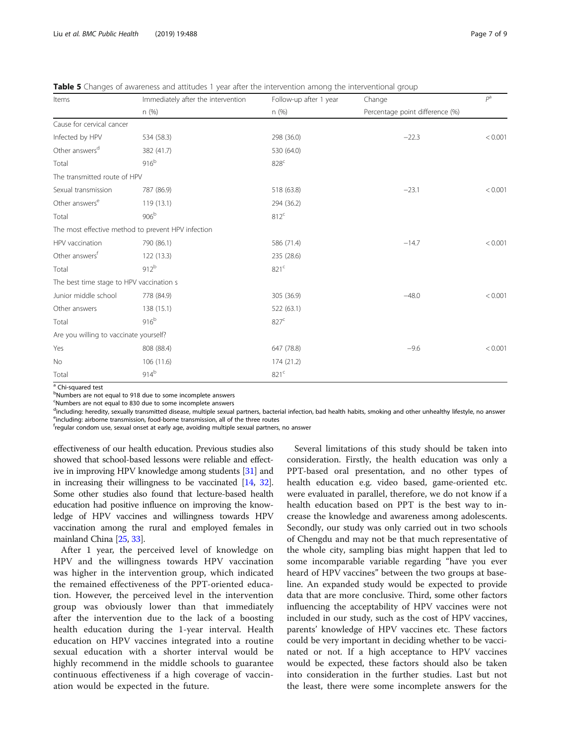**Table 5** Changes of awareness and attitudes 1 year after the intervention among the interventional group

| Items | Immediately after the intervention | Follow-up after 1 year | Change | P[a] |
|---|---|---|---|---|
| | n (%) | n (%) | Percentage point difference (%) | |
| Cause for cervical cancer | | | | |
| Infected by HPV | 534 (58.3) | 298 (36.0) | −22.3 | < 0.001 |
| Other answers[d] | 382 (41.7) | 530 (64.0) | | |
| Total | 916[b] | 828[c] | | |
| The transmitted route of HPV | | | | |
| Sexual transmission | 787 (86.9) | 518 (63.8) | −23.1 | < 0.001 |
| Other answers[e] | 119 (13.1) | 294 (36.2) | | |
| Total | 906[b] | 812[c] | | |
| The most effective method to prevent HPV infection | | | | |
| HPV vaccination | 790 (86.1) | 586 (71.4) | −14.7 | < 0.001 |
| Other answers[f] | 122 (13.3) | 235 (28.6) | | |
| Total | 912[b] | 821[c] | | |
| The best time stage to HPV vaccination s | | | | |
| Junior middle school | 778 (84.9) | 305 (36.9) | −48.0 | < 0.001 |
| Other answers | 138 (15.1) | 522 (63.1) | | |
| Total | 916[b] | 827[c] | | |
| Are you willing to vaccinate yourself? | | | | |
| Yes | 808 (88.4) | 647 (78.8) | −9.6 | < 0.001 |
| No | 106 (11.6) | 174 (21.2) | | |
| Total | 914[b] | 821[c] | | |

[a] Chi-squared test
[b] Numbers are not equal to 918 due to some incomplete answers
[c] Numbers are not equal to 830 due to some incomplete answers
[d] including: heredity, sexually transmitted disease, multiple sexual partners, bacterial infection, bad health habits, smoking and other unhealthy lifestyle, no answer
[e] including: airborne transmission, food-borne transmission, all of the three routes
[f] regular condom use, sexual onset at early age, avoiding multiple sexual partners, no answer

effectiveness of our health education. Previous studies also showed that school-based lessons were reliable and effective in improving HPV knowledge among students [31] and in increasing their willingness to be vaccinated [14, 32]. Some other studies also found that lecture-based health education had positive influence on improving the knowledge of HPV vaccines and willingness towards HPV vaccination among the rural and employed females in mainland China [25, 33].

After 1 year, the perceived level of knowledge on HPV and the willingness towards HPV vaccination was higher in the intervention group, which indicated the remained effectiveness of the PPT-oriented education. However, the perceived level in the intervention group was obviously lower than that immediately after the intervention due to the lack of a boosting health education during the 1-year interval. Health education on HPV vaccines integrated into a routine sexual education with a shorter interval would be highly recommend in the middle schools to guarantee continuous effectiveness if a high coverage of vaccination would be expected in the future.

Several limitations of this study should be taken into consideration. Firstly, the health education was only a PPT-based oral presentation, and no other types of health education e.g. video based, game-oriented etc. were evaluated in parallel, therefore, we do not know if a health education based on PPT is the best way to increase the knowledge and awareness among adolescents. Secondly, our study was only carried out in two schools of Chengdu and may not be that much representative of the whole city, sampling bias might happen that led to some incomparable variable regarding "have you ever heard of HPV vaccines" between the two groups at baseline. An expanded study would be expected to provide data that are more conclusive. Third, some other factors influencing the acceptability of HPV vaccines were not included in our study, such as the cost of HPV vaccines, parents' knowledge of HPV vaccines etc. These factors could be very important in deciding whether to be vaccinated or not. If a high acceptance to HPV vaccines would be expected, these factors should also be taken into consideration in the further studies. Last but not the least, there were some incomplete answers for the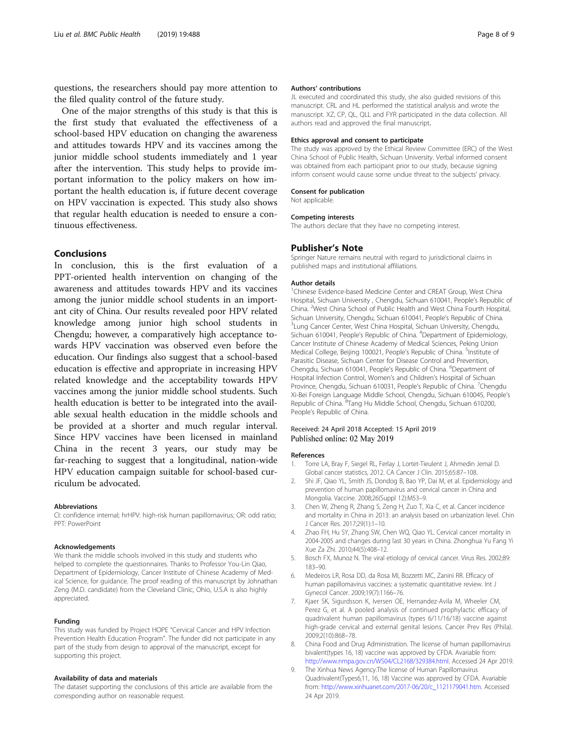questions, the researchers should pay more attention to the filed quality control of the future study.

One of the major strengths of this study is that this is the first study that evaluated the effectiveness of a school-based HPV education on changing the awareness and attitudes towards HPV and its vaccines among the junior middle school students immediately and 1 year after the intervention. This study helps to provide important information to the policy makers on how important the health education is, if future decent coverage on HPV vaccination is expected. This study also shows that regular health education is needed to ensure a continuous effectiveness.

## Conclusions

In conclusion, this is the first evaluation of a PPT-oriented health intervention on changing of the awareness and attitudes towards HPV and its vaccines among the junior middle school students in an important city of China. Our results revealed poor HPV related knowledge among junior high school students in Chengdu; however, a comparatively high acceptance towards HPV vaccination was observed even before the education. Our findings also suggest that a school-based education is effective and appropriate in increasing HPV related knowledge and the acceptability towards HPV vaccines among the junior middle school students. Such health education is better to be integrated into the available sexual health education in the middle schools and be provided at a shorter and much regular interval. Since HPV vaccines have been licensed in mainland China in the recent 3 years, our study may be far-reaching to suggest that a longitudinal, nation-wide HPV education campaign suitable for school-based curriculum be advocated.

#### Abbreviations

CI: confidence internal; hrHPV: high-risk human papillomavirus; OR: odd ratio; PPT: PowerPoint

#### Acknowledgements

We thank the middle schools involved in this study and students who helped to complete the questionnaires. Thanks to Professor You-Lin Qiao, Department of Epidemiology, Cancer Institute of Chinese Academy of Medical Science, for guidance. The proof reading of this manuscript by Johnathan Zeng (M.D. candidate) from the Cleveland Clinic, Ohio, U.S.A is also highly appreciated.

#### Funding

This study was funded by Project HOPE "Cervical Cancer and HPV Infection Prevention Health Education Program". The funder did not participate in any part of the study from design to approval of the manuscript, except for supporting this project.

#### Availability of data and materials

The dataset supporting the conclusions of this article are available from the corresponding author on reasonable request.

#### Authors' contributions

JL executed and coordinated this study, she also guided revisions of this manuscript. CRL and HL performed the statistical analysis and wrote the manuscript. XZ, CP, QL, QLL and FYR participated in the data collection. All authors read and approved the final manuscript.

#### Ethics approval and consent to participate

The study was approved by the Ethical Review Committee (ERC) of the West China School of Public Health, Sichuan University. Verbal informed consent was obtained from each participant prior to our study, because signing inform consent would cause some undue threat to the subjects' privacy.

#### Consent for publication

Not applicable.

#### Competing interests

The authors declare that they have no competing interest.

## Publisher's Note

Springer Nature remains neutral with regard to jurisdictional claims in published maps and institutional affiliations.

#### Author details

[1]Chinese Evidence-based Medicine Center and CREAT Group, West China Hospital, Sichuan University , Chengdu, Sichuan 610041, People's Republic of China. [2]West China School of Public Health and West China Fourth Hospital, Sichuan University, Chengdu, Sichuan 610041, People's Republic of China. [3]Lung Cancer Center, West China Hospital, Sichuan University, Chengdu, Sichuan 610041, People's Republic of China. [4]Department of Epidemiology, Cancer Institute of Chinese Academy of Medical Sciences, Peking Union Medical College, Beijing 100021, People's Republic of China. [5]Institute of Parasitic Disease, Sichuan Center for Disease Control and Prevention, Chengdu, Sichuan 610041, People's Republic of China. [6]Department of Hospital Infection Control, Women's and Children's Hospital of Sichuan Province, Chengdu, Sichuan 610031, People's Republic of China. [7]Chengdu Xi-Bei Foreign Language Middle School, Chengdu, Sichuan 610045, People's Republic of China. [8]Tang Hu Middle School, Chengdu, Sichuan 610200, People's Republic of China.

Received: 24 April 2018 Accepted: 15 April 2019
Published online: 02 May 2019

#### References

1. Torre LA, Bray F, Siegel RL, Ferlay J, Lortet-Tieulent J, Ahmedin Jemal D. Global cancer statistics, 2012. CA Cancer J Clin. 2015;65:87–108.
2. Shi JF, Qiao YL, Smith JS, Dondog B, Bao YP, Dai M, et al. Epidemiology and prevention of human papillomavirus and cervical cancer in China and Mongolia. Vaccine. 2008;26(Suppl 12):M53–9.
3. Chen W, Zheng R, Zhang S, Zeng H, Zuo T, Xia C, et al. Cancer incidence and mortality in China in 2013: an analysis based on urbanization level. Chin J Cancer Res. 2017;29(1):1–10.
4. Zhao FH, Hu SY, Zhang SW, Chen WQ, Qiao YL. Cervical cancer mortality in 2004-2005 and changes during last 30 years in China. Zhonghua Yu Fang Yi Xue Za Zhi. 2010;44(5):408–12.
5. Bosch FX, Munoz N. The viral etiology of cervical cancer. Virus Res. 2002;89: 183–90.
6. Medeiros LR, Rosa DD, da Rosa MI, Bozzetti MC, Zanini RR. Efficacy of human papillomavirus vaccines: a systematic quantitative review. Int J Gynecol Cancer. 2009;19(7):1166–76.
7. Kjaer SK, Sigurdsson K, Iversen OE, Hernandez-Avila M, Wheeler CM, Perez G, et al. A pooled analysis of continued prophylactic efficacy of quadrivalent human papillomavirus (types 6/11/16/18) vaccine against high-grade cervical and external genital lesions. Cancer Prev Res (Phila). 2009;2(10):868–78.
8. China Food and Drug Administration. The license of human papillomavirus bivalent(types 16, 18) vaccine was approved by CFDA. Avariable from: http://www.nmpa.gov.cn/WS04/CL2168/329384.html. Accessed 24 Apr 2019.
9. The Xinhua News Agency.The license of Human Papillomavirus Quadrivalent(Types6,11, 16, 18) Vaccine was approved by CFDA. Avariable from: http://www.xinhuanet.com/2017-06/20/c_1121179041.htm. Accessed 24 Apr 2019.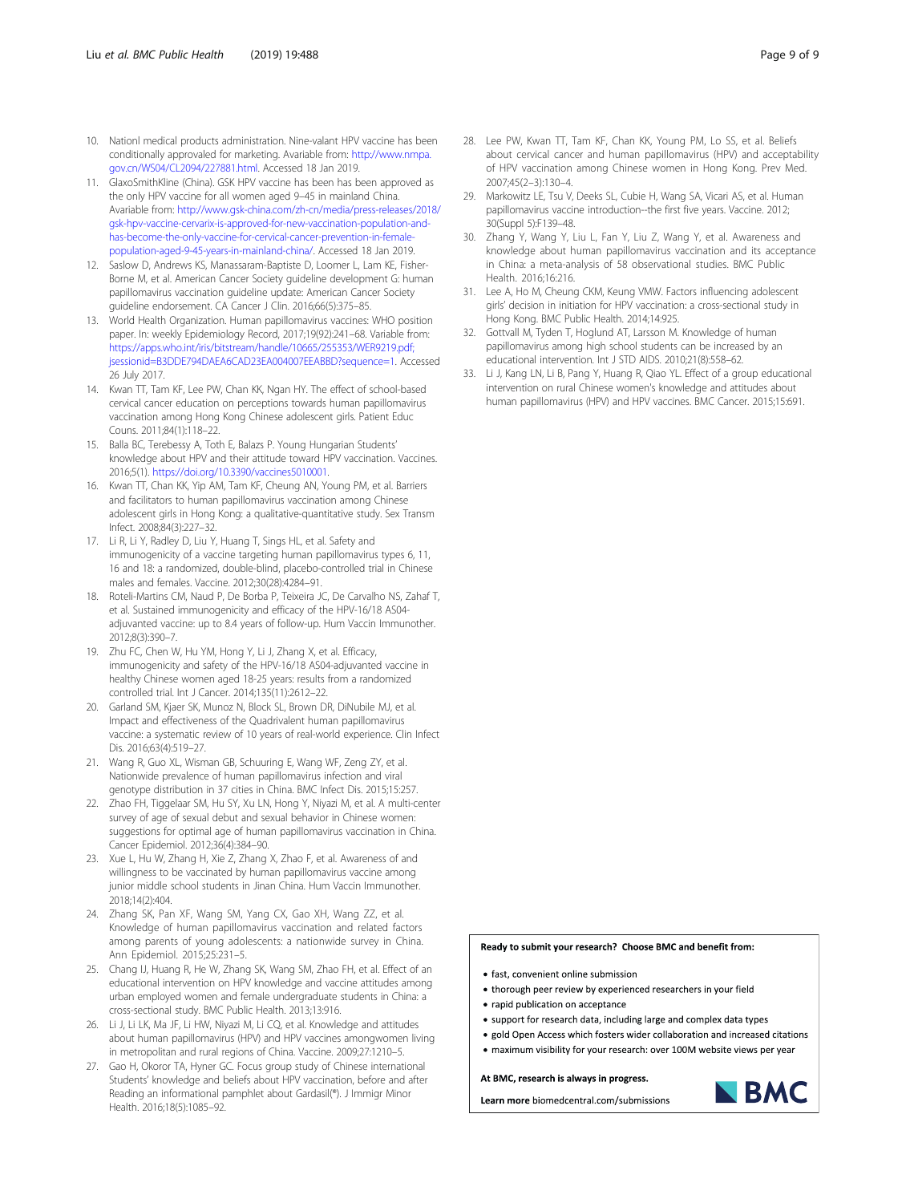10. Nationl medical products administration. Nine-valant HPV vaccine has been conditionally approvaled for marketing. Avariable from: http://www.nmpa.gov.cn/WS04/CL2094/227881.html. Accessed 18 Jan 2019.
11. GlaxoSmithKline (China). GSK HPV vaccine has been has been approved as the only HPV vaccine for all women aged 9–45 in mainland China. Avariable from: http://www.gsk-china.com/zh-cn/media/press-releases/2018/gsk-hpv-vaccine-cervarix-is-approved-for-new-vaccination-population-and-has-become-the-only-vaccine-for-cervical-cancer-prevention-in-female-population-aged-9-45-years-in-mainland-china/. Accessed 18 Jan 2019.
12. Saslow D, Andrews KS, Manassaram-Baptiste D, Loomer L, Lam KE, Fisher-Borne M, et al. American Cancer Society guideline development G: human papillomavirus vaccination guideline update: American Cancer Society guideline endorsement. CA Cancer J Clin. 2016;66(5):375–85.
13. World Health Organization. Human papillomavirus vaccines: WHO position paper. In: weekly Epidemiology Record, 2017;19(92):241–68. Variable from: https://apps.who.int/iris/bitstream/handle/10665/255353/WER9219.pdf;jsessionid=B3DDE794DAEA6CAD23EA004007EEABBD?sequence=1. Accessed 26 July 2017.
14. Kwan TT, Tam KF, Lee PW, Chan KK, Ngan HY. The effect of school-based cervical cancer education on perceptions towards human papillomavirus vaccination among Hong Kong Chinese adolescent girls. Patient Educ Couns. 2011;84(1):118–22.
15. Balla BC, Terebessy A, Toth E, Balazs P. Young Hungarian Students' knowledge about HPV and their attitude toward HPV vaccination. Vaccines. 2016;5(1). https://doi.org/10.3390/vaccines5010001.
16. Kwan TT, Chan KK, Yip AM, Tam KF, Cheung AN, Young PM, et al. Barriers and facilitators to human papillomavirus vaccination among Chinese adolescent girls in Hong Kong: a qualitative-quantitative study. Sex Transm Infect. 2008;84(3):227–32.
17. Li R, Li Y, Radley D, Liu Y, Huang T, Sings HL, et al. Safety and immunogenicity of a vaccine targeting human papillomavirus types 6, 11, 16 and 18: a randomized, double-blind, placebo-controlled trial in Chinese males and females. Vaccine. 2012;30(28):4284–91.
18. Roteli-Martins CM, Naud P, De Borba P, Teixeira JC, De Carvalho NS, Zahaf T, et al. Sustained immunogenicity and efficacy of the HPV-16/18 AS04-adjuvanted vaccine: up to 8.4 years of follow-up. Hum Vaccin Immunother. 2012;8(3):390–7.
19. Zhu FC, Chen W, Hu YM, Hong Y, Li J, Zhang X, et al. Efficacy, immunogenicity and safety of the HPV-16/18 AS04-adjuvanted vaccine in healthy Chinese women aged 18-25 years: results from a randomized controlled trial. Int J Cancer. 2014;135(11):2612–22.
20. Garland SM, Kjaer SK, Munoz N, Block SL, Brown DR, DiNubile MJ, et al. Impact and effectiveness of the Quadrivalent human papillomavirus vaccine: a systematic review of 10 years of real-world experience. Clin Infect Dis. 2016;63(4):519–27.
21. Wang R, Guo XL, Wisman GB, Schuuring E, Wang WF, Zeng ZY, et al. Nationwide prevalence of human papillomavirus infection and viral genotype distribution in 37 cities in China. BMC Infect Dis. 2015;15:257.
22. Zhao FH, Tiggelaar SM, Hu SY, Xu LN, Hong Y, Niyazi M, et al. A multi-center survey of age of sexual debut and sexual behavior in Chinese women: suggestions for optimal age of human papillomavirus vaccination in China. Cancer Epidemiol. 2012;36(4):384–90.
23. Xue L, Hu W, Zhang H, Xie Z, Zhang X, Zhao F, et al. Awareness of and willingness to be vaccinated by human papillomavirus vaccine among junior middle school students in Jinan China. Hum Vaccin Immunother. 2018;14(2):404.
24. Zhang SK, Pan XF, Wang SM, Yang CX, Gao XH, Wang ZZ, et al. Knowledge of human papillomavirus vaccination and related factors among parents of young adolescents: a nationwide survey in China. Ann Epidemiol. 2015;25:231–5.
25. Chang IJ, Huang R, He W, Zhang SK, Wang SM, Zhao FH, et al. Effect of an educational intervention on HPV knowledge and vaccine attitudes among urban employed women and female undergraduate students in China: a cross-sectional study. BMC Public Health. 2013;13:916.
26. Li J, Li LK, Ma JF, Li HW, Niyazi M, Li CQ, et al. Knowledge and attitudes about human papillomavirus (HPV) and HPV vaccines among women living in metropolitan and rural regions of China. Vaccine. 2009;27:1210–5.
27. Gao H, Okoror TA, Hyner GC. Focus group study of Chinese international Students' knowledge and beliefs about HPV vaccination, before and after Reading an informational pamphlet about Gardasil(®). J Immigr Minor Health. 2016;18(5):1085–92.
28. Lee PW, Kwan TT, Tam KF, Chan KK, Young PM, Lo SS, et al. Beliefs about cervical cancer and human papillomavirus (HPV) and acceptability of HPV vaccination among Chinese women in Hong Kong. Prev Med. 2007;45(2–3):130–4.
29. Markowitz LE, Tsu V, Deeks SL, Cubie H, Wang SA, Vicari AS, et al. Human papillomavirus vaccine introduction--the first five years. Vaccine. 2012; 30(Suppl 5):F139–48.
30. Zhang Y, Wang Y, Liu L, Fan Y, Liu Z, Wang Y, et al. Awareness and knowledge about human papillomavirus vaccination and its acceptance in China: a meta-analysis of 58 observational studies. BMC Public Health. 2016;16:216.
31. Lee A, Ho M, Cheung CKM, Keung VMW. Factors influencing adolescent girls' decision in initiation for HPV vaccination: a cross-sectional study in Hong Kong. BMC Public Health. 2014;14:925.
32. Gottvall M, Tyden T, Hoglund AT, Larsson M. Knowledge of human papillomavirus among high school students can be increased by an educational intervention. Int J STD AIDS. 2010;21(8):558–62.
33. Li J, Kang LN, Li B, Pang Y, Huang R, Qiao YL. Effect of a group educational intervention on rural Chinese women's knowledge and attitudes about human papillomavirus (HPV) and HPV vaccines. BMC Cancer. 2015;15:691.

**Ready to submit your research? Choose BMC and benefit from:**

- fast, convenient online submission
- thorough peer review by experienced researchers in your field
- rapid publication on acceptance
- support for research data, including large and complex data types
- gold Open Access which fosters wider collaboration and increased citations
- maximum visibility for your research: over 100M website views per year

**At BMC, research is always in progress.**

**Learn more** biomedcentral.com/submissions

BMC